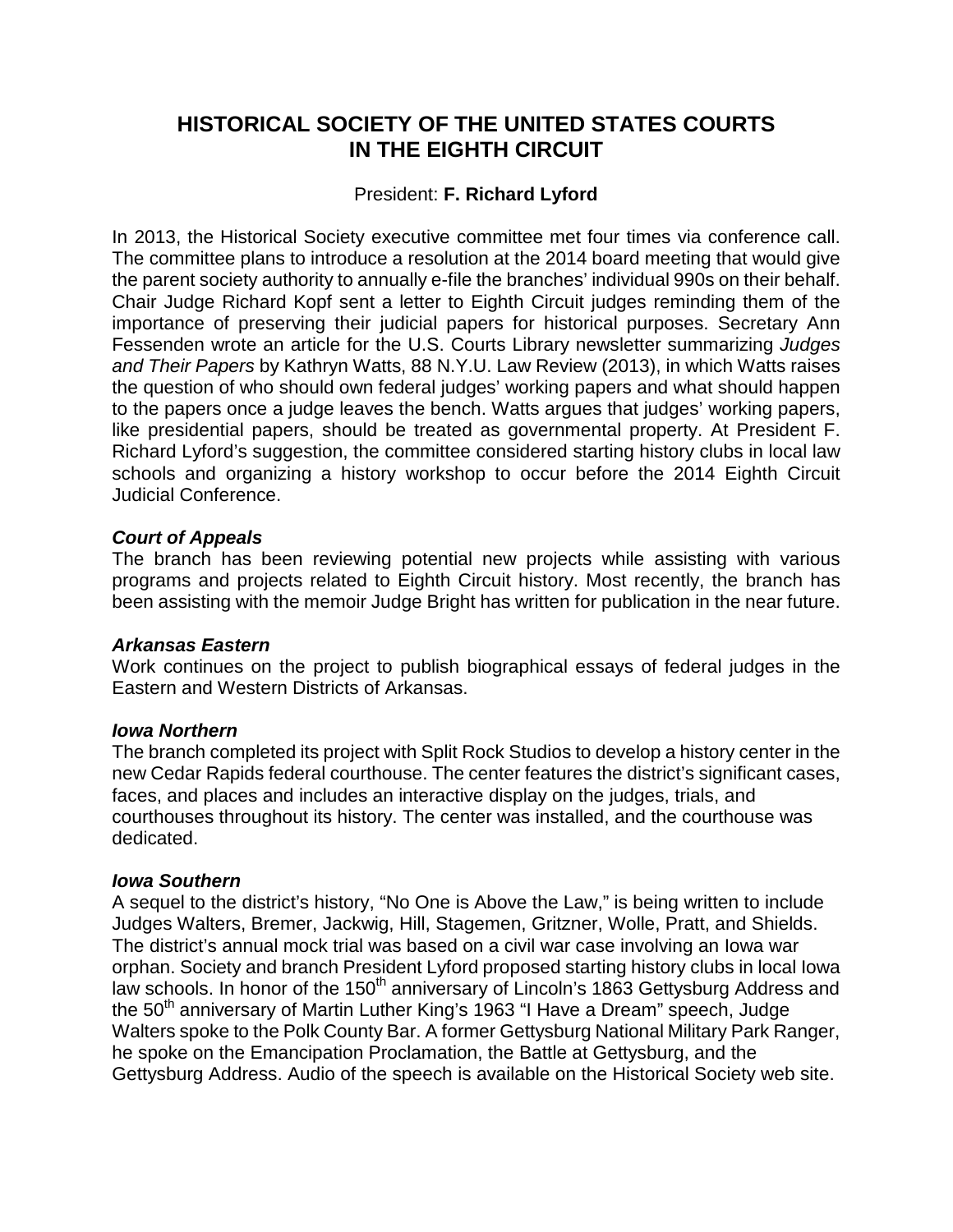# HISTORICAL SOCIETY OF THE UNITED STATES COURTS IN THE EIGHTH CIRCUIT

President: **F. Richard Lyford**

In 2013, the Historical Society executive committee met four times via conference call. The committee plans to introduce a resolution at the 2014 board meeting that would give the parent society authority to annually e-file the branches' individual 990s on their behalf. Chair Judge Richard Kopf sent a letter to Eighth Circuit judges reminding them of the importance of preserving their judicial papers for historical purposes. Secretary Ann Fessenden wrote an article for the U.S. Courts Library newsletter summarizing *Judges and Their Papers* by Kathryn Watts, 88 N.Y.U. Law Review (2013), in which Watts raises the question of who should own federal judges' working papers and what should happen to the papers once a judge leaves the bench. Watts argues that judges' working papers, like presidential papers, should be treated as governmental property. At President F. Richard Lyford's suggestion, the committee considered starting history clubs in local law schools and organizing a history workshop to occur before the 2014 Eighth Circuit Judicial Conference.

### *Court of Appeals*

The branch has been reviewing potential new projects while assisting with various programs and projects related to Eighth Circuit history. Most recently, the branch has been assisting with the memoir Judge Bright has written for publication in the near future.

### *Arkansas Eastern*

Work continues on the project to publish biographical essays of federal judges in the Eastern and Western Districts of Arkansas.

### *Iowa Northern*

The branch completed its project with Split Rock Studios to develop a history center in the new Cedar Rapids federal courthouse. The center features the district's significant cases, faces, and places and includes an interactive display on the judges, trials, and courthouses throughout its history. The center was installed, and the courthouse was dedicated.

### *Iowa Southern*

A sequel to the district's history, "No One is Above the Law," is being written to include Judges Walters, Bremer, Jackwig, Hill, Stagemen, Gritzner, Wolle, Pratt, and Shields. The district's annual mock trial was based on a civil war case involving an Iowa war orphan. Society and branch President Lyford proposed starting history clubs in local Iowa law schools. In honor of the 150th anniversary of Lincoln's 1863 Gettysburg Address and the 50th anniversary of Martin Luther King's 1963 "I Have a Dream" speech, Judge Walters spoke to the Polk County Bar. A former Gettysburg National Military Park Ranger, he spoke on the Emancipation Proclamation, the Battle at Gettysburg, and the Gettysburg Address. Audio of the speech is available on the Historical Society web site.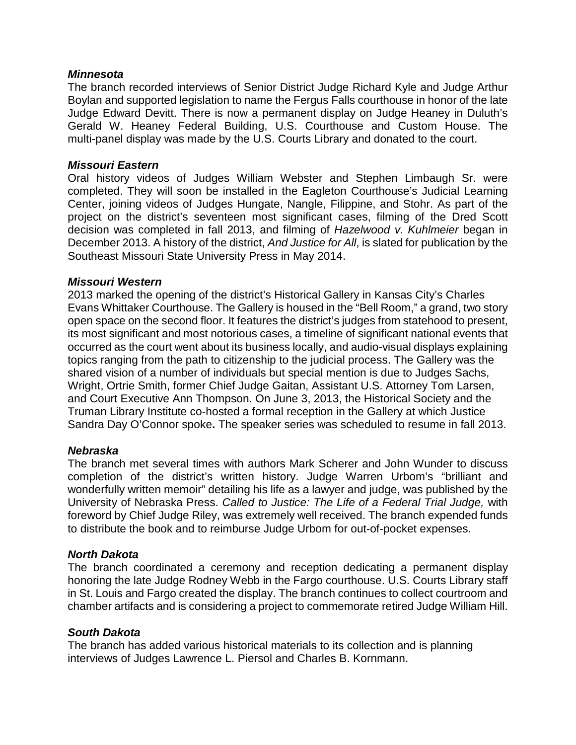***Minnesota***

The branch recorded interviews of Senior District Judge Richard Kyle and Judge Arthur Boylan and supported legislation to name the Fergus Falls courthouse in honor of the late Judge Edward Devitt. There is now a permanent display on Judge Heaney in Duluth's Gerald W. Heaney Federal Building, U.S. Courthouse and Custom House. The multi-panel display was made by the U.S. Courts Library and donated to the court.

***Missouri Eastern***

Oral history videos of Judges William Webster and Stephen Limbaugh Sr. were completed. They will soon be installed in the Eagleton Courthouse's Judicial Learning Center, joining videos of Judges Hungate, Nangle, Filippine, and Stohr. As part of the project on the district's seventeen most significant cases, filming of the Dred Scott decision was completed in fall 2013, and filming of *Hazelwood v. Kuhlmeier* began in December 2013. A history of the district, *And Justice for All*, is slated for publication by the Southeast Missouri State University Press in May 2014.

***Missouri Western***

2013 marked the opening of the district's Historical Gallery in Kansas City's Charles Evans Whittaker Courthouse. The Gallery is housed in the "Bell Room," a grand, two story open space on the second floor. It features the district's judges from statehood to present, its most significant and most notorious cases, a timeline of significant national events that occurred as the court went about its business locally, and audio-visual displays explaining topics ranging from the path to citizenship to the judicial process. The Gallery was the shared vision of a number of individuals but special mention is due to Judges Sachs, Wright, Ortrie Smith, former Chief Judge Gaitan, Assistant U.S. Attorney Tom Larsen, and Court Executive Ann Thompson. On June 3, 2013, the Historical Society and the Truman Library Institute co-hosted a formal reception in the Gallery at which Justice Sandra Day O'Connor spoke**.** The speaker series was scheduled to resume in fall 2013.

***Nebraska***

The branch met several times with authors Mark Scherer and John Wunder to discuss completion of the district's written history. Judge Warren Urbom's "brilliant and wonderfully written memoir" detailing his life as a lawyer and judge, was published by the University of Nebraska Press. *Called to Justice: The Life of a Federal Trial Judge,* with foreword by Chief Judge Riley, was extremely well received. The branch expended funds to distribute the book and to reimburse Judge Urbom for out-of-pocket expenses.

***North Dakota***

The branch coordinated a ceremony and reception dedicating a permanent display honoring the late Judge Rodney Webb in the Fargo courthouse. U.S. Courts Library staff in St. Louis and Fargo created the display. The branch continues to collect courtroom and chamber artifacts and is considering a project to commemorate retired Judge William Hill.

***South Dakota***

The branch has added various historical materials to its collection and is planning interviews of Judges Lawrence L. Piersol and Charles B. Kornmann.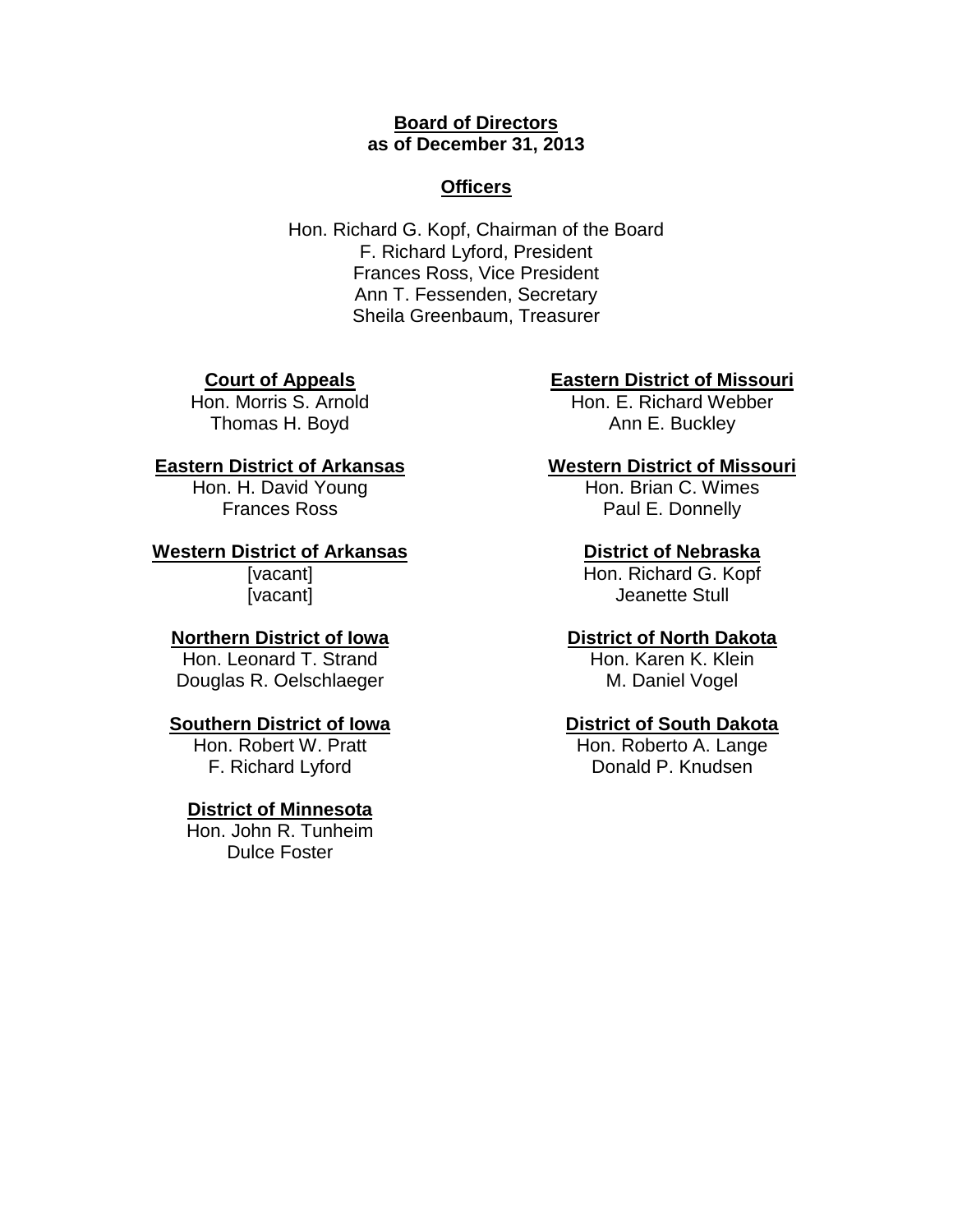## Board of Directors as of December 31, 2013

### Officers

Hon. Richard G. Kopf, Chairman of the Board
F. Richard Lyford, President
Frances Ross, Vice President
Ann T. Fessenden, Secretary
Sheila Greenbaum, Treasurer

**Court of Appeals**
Hon. Morris S. Arnold
Thomas H. Boyd

**Eastern District of Arkansas**
Hon. H. David Young
Frances Ross

**Western District of Arkansas**
[vacant]
[vacant]

**Northern District of Iowa**
Hon. Leonard T. Strand
Douglas R. Oelschlaeger

**Southern District of Iowa**
Hon. Robert W. Pratt
F. Richard Lyford

**District of Minnesota**
Hon. John R. Tunheim
Dulce Foster

**Eastern District of Missouri**
Hon. E. Richard Webber
Ann E. Buckley

**Western District of Missouri**
Hon. Brian C. Wimes
Paul E. Donnelly

**District of Nebraska**
Hon. Richard G. Kopf
Jeanette Stull

**District of North Dakota**
Hon. Karen K. Klein
M. Daniel Vogel

**District of South Dakota**
Hon. Roberto A. Lange
Donald P. Knudsen